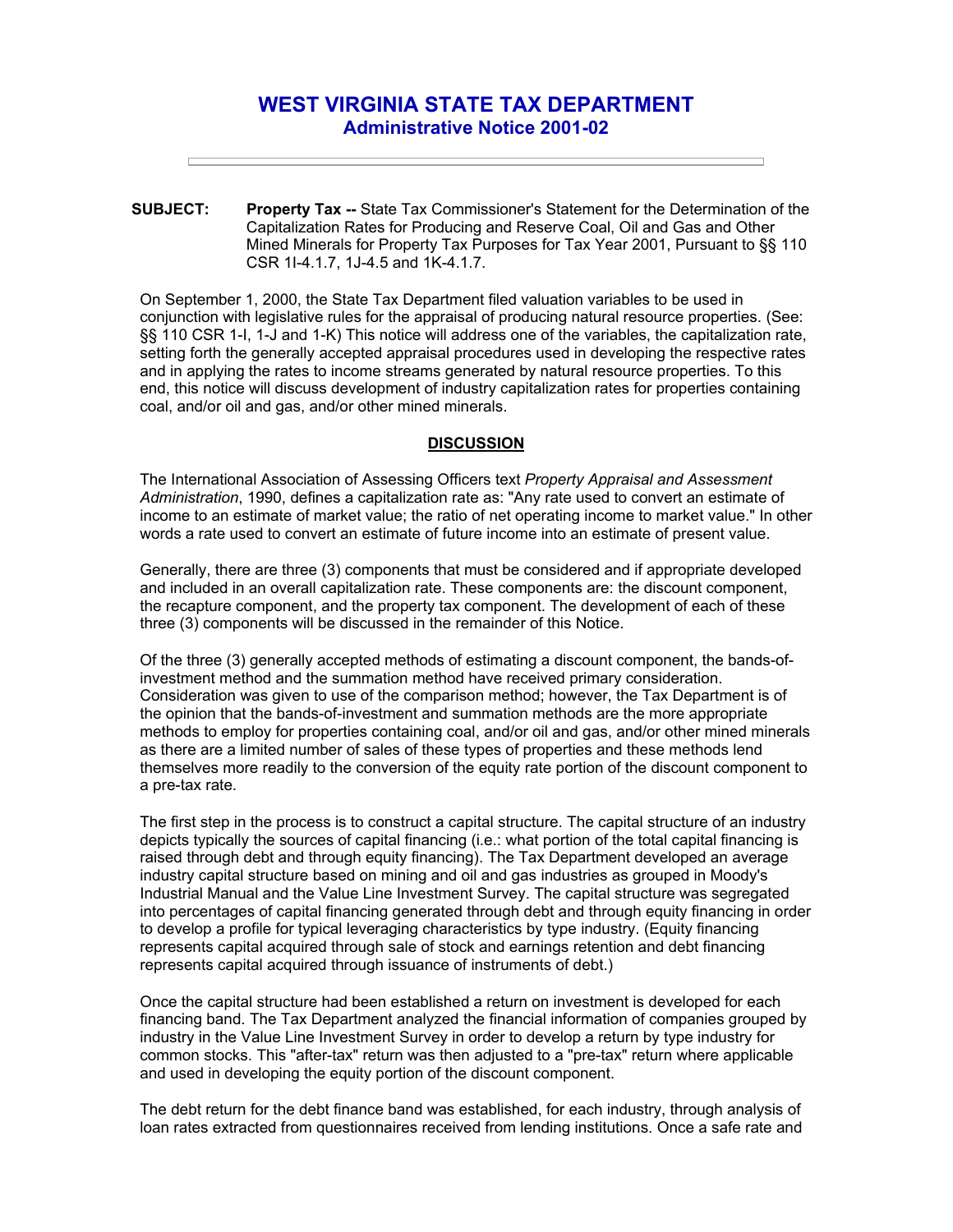# WEST VIRGINIA STATE TAX DEPARTMENT

## Administrative Notice 2001-02

---

**SUBJECT:** **Property Tax --** State Tax Commissioner's Statement for the Determination of the Capitalization Rates for Producing and Reserve Coal, Oil and Gas and Other Mined Minerals for Property Tax Purposes for Tax Year 2001, Pursuant to §§ 110 CSR 1I-4.1.7, 1J-4.5 and 1K-4.1.7.

On September 1, 2000, the State Tax Department filed valuation variables to be used in conjunction with legislative rules for the appraisal of producing natural resource properties. (See: §§ 110 CSR 1-I, 1-J and 1-K) This notice will address one of the variables, the capitalization rate, setting forth the generally accepted appraisal procedures used in developing the respective rates and in applying the rates to income streams generated by natural resource properties. To this end, this notice will discuss development of industry capitalization rates for properties containing coal, and/or oil and gas, and/or other mined minerals.

### DISCUSSION

The International Association of Assessing Officers text *Property Appraisal and Assessment Administration*, 1990, defines a capitalization rate as: "Any rate used to convert an estimate of income to an estimate of market value; the ratio of net operating income to market value." In other words a rate used to convert an estimate of future income into an estimate of present value.

Generally, there are three (3) components that must be considered and if appropriate developed and included in an overall capitalization rate. These components are: the discount component, the recapture component, and the property tax component. The development of each of these three (3) components will be discussed in the remainder of this Notice.

Of the three (3) generally accepted methods of estimating a discount component, the bands-of-investment method and the summation method have received primary consideration. Consideration was given to use of the comparison method; however, the Tax Department is of the opinion that the bands-of-investment and summation methods are the more appropriate methods to employ for properties containing coal, and/or oil and gas, and/or other mined minerals as there are a limited number of sales of these types of properties and these methods lend themselves more readily to the conversion of the equity rate portion of the discount component to a pre-tax rate.

The first step in the process is to construct a capital structure. The capital structure of an industry depicts typically the sources of capital financing (i.e.: what portion of the total capital financing is raised through debt and through equity financing). The Tax Department developed an average industry capital structure based on mining and oil and gas industries as grouped in Moody's Industrial Manual and the Value Line Investment Survey. The capital structure was segregated into percentages of capital financing generated through debt and through equity financing in order to develop a profile for typical leveraging characteristics by type industry. (Equity financing represents capital acquired through sale of stock and earnings retention and debt financing represents capital acquired through issuance of instruments of debt.)

Once the capital structure had been established a return on investment is developed for each financing band. The Tax Department analyzed the financial information of companies grouped by industry in the Value Line Investment Survey in order to develop a return by type industry for common stocks. This "after-tax" return was then adjusted to a "pre-tax" return where applicable and used in developing the equity portion of the discount component.

The debt return for the debt finance band was established, for each industry, through analysis of loan rates extracted from questionnaires received from lending institutions. Once a safe rate and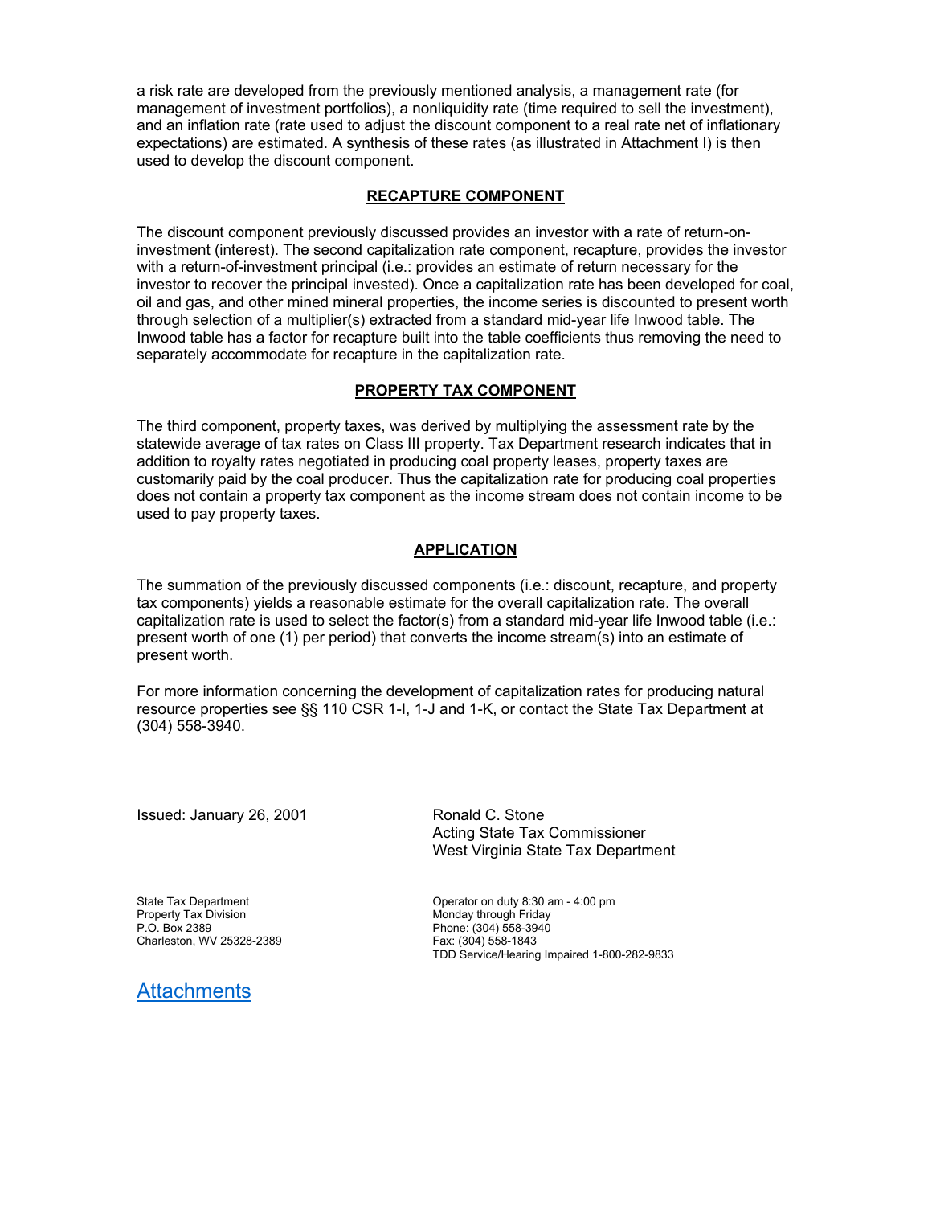a risk rate are developed from the previously mentioned analysis, a management rate (for management of investment portfolios), a nonliquidity rate (time required to sell the investment), and an inflation rate (rate used to adjust the discount component to a real rate net of inflationary expectations) are estimated. A synthesis of these rates (as illustrated in Attachment I) is then used to develop the discount component.

## RECAPTURE COMPONENT

The discount component previously discussed provides an investor with a rate of return-on-investment (interest). The second capitalization rate component, recapture, provides the investor with a return-of-investment principal (i.e.: provides an estimate of return necessary for the investor to recover the principal invested). Once a capitalization rate has been developed for coal, oil and gas, and other mined mineral properties, the income series is discounted to present worth through selection of a multiplier(s) extracted from a standard mid-year life Inwood table. The Inwood table has a factor for recapture built into the table coefficients thus removing the need to separately accommodate for recapture in the capitalization rate.

## PROPERTY TAX COMPONENT

The third component, property taxes, was derived by multiplying the assessment rate by the statewide average of tax rates on Class III property. Tax Department research indicates that in addition to royalty rates negotiated in producing coal property leases, property taxes are customarily paid by the coal producer. Thus the capitalization rate for producing coal properties does not contain a property tax component as the income stream does not contain income to be used to pay property taxes.

## APPLICATION

The summation of the previously discussed components (i.e.: discount, recapture, and property tax components) yields a reasonable estimate for the overall capitalization rate. The overall capitalization rate is used to select the factor(s) from a standard mid-year life Inwood table (i.e.: present worth of one (1) per period) that converts the income stream(s) into an estimate of present worth.

For more information concerning the development of capitalization rates for producing natural resource properties see §§ 110 CSR 1-I, 1-J and 1-K, or contact the State Tax Department at (304) 558-3940.

Issued: January 26, 2001

Ronald C. Stone
Acting State Tax Commissioner
West Virginia State Tax Department

State Tax Department
Property Tax Division
P.O. Box 2389
Charleston, WV 25328-2389

Operator on duty 8:30 am - 4:00 pm
Monday through Friday
Phone: (304) 558-3940
Fax: (304) 558-1843
TDD Service/Hearing Impaired 1-800-282-9833

Attachments